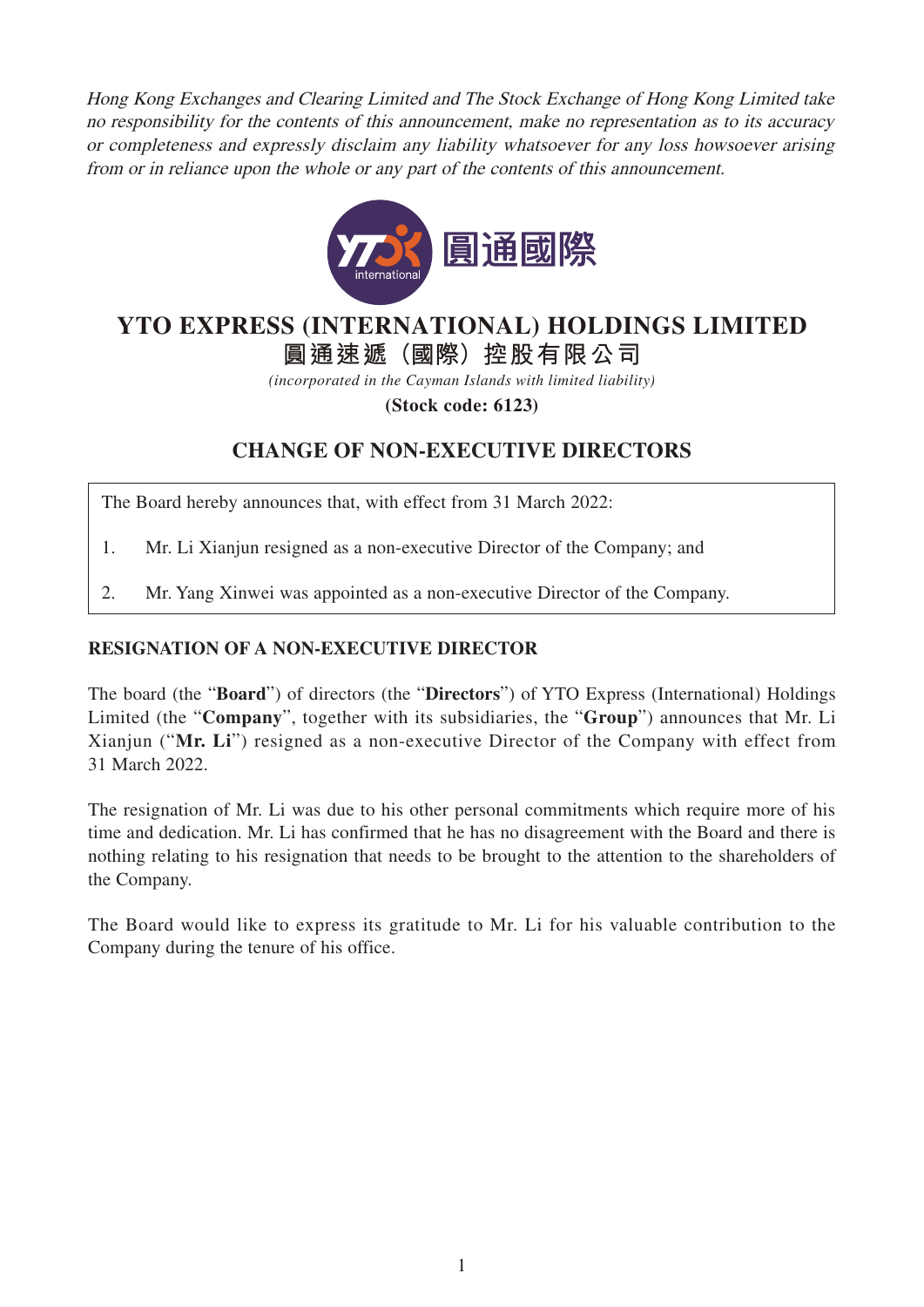*Hong Kong Exchanges and Clearing Limited and The Stock Exchange of Hong Kong Limited take no responsibility for the contents of this announcement, make no representation as to its accuracy or completeness and expressly disclaim any liability whatsoever for any loss howsoever arising from or in reliance upon the whole or any part of the contents of this announcement.*

圓通國際

# YTO EXPRESS (INTERNATIONAL) HOLDINGS LIMITED

# 圓通速遞（國際）控股有限公司

*(incorporated in the Cayman Islands with limited liability)*

**(Stock code: 6123)**

## CHANGE OF NON-EXECUTIVE DIRECTORS

The Board hereby announces that, with effect from 31 March 2022:

1. Mr. Li Xianjun resigned as a non-executive Director of the Company; and
2. Mr. Yang Xinwei was appointed as a non-executive Director of the Company.

### RESIGNATION OF A NON-EXECUTIVE DIRECTOR

The board (the "**Board**") of directors (the "**Directors**") of YTO Express (International) Holdings Limited (the "**Company**", together with its subsidiaries, the "**Group**") announces that Mr. Li Xianjun ("**Mr. Li**") resigned as a non-executive Director of the Company with effect from 31 March 2022.

The resignation of Mr. Li was due to his other personal commitments which require more of his time and dedication. Mr. Li has confirmed that he has no disagreement with the Board and there is nothing relating to his resignation that needs to be brought to the attention to the shareholders of the Company.

The Board would like to express its gratitude to Mr. Li for his valuable contribution to the Company during the tenure of his office.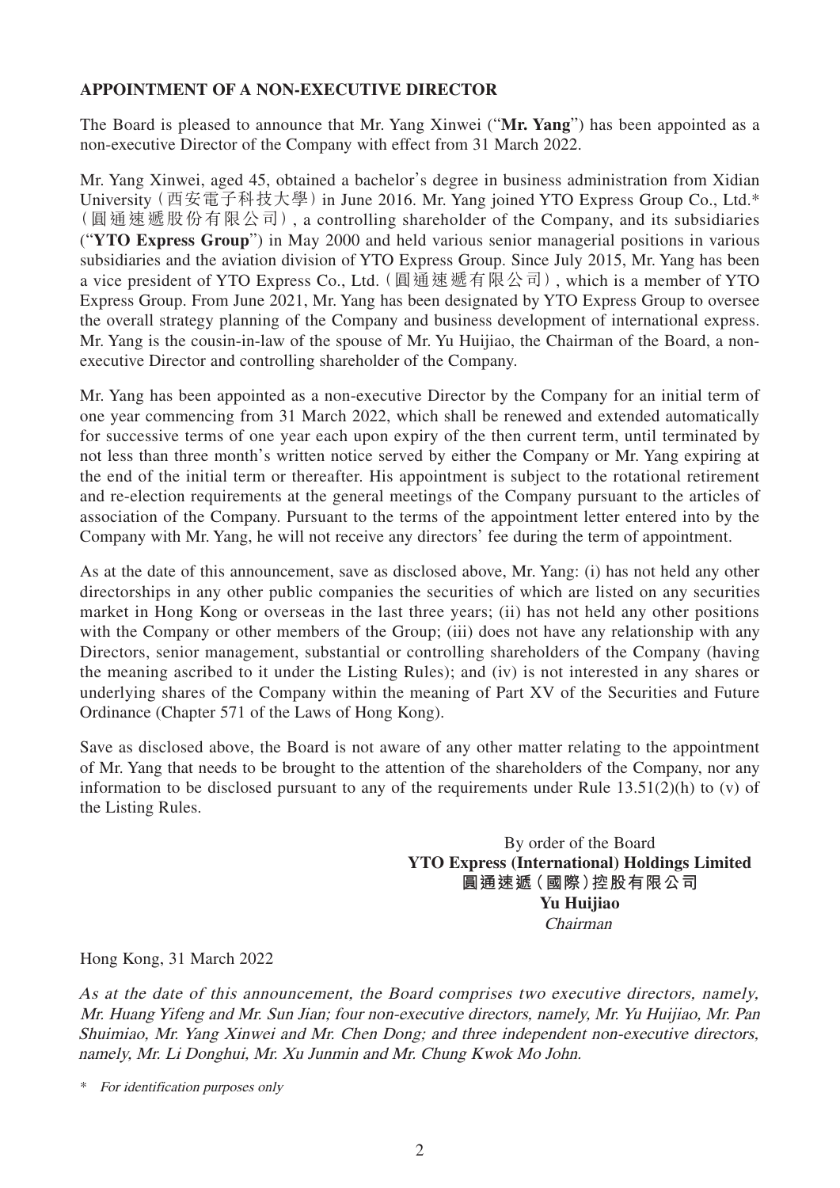**APPOINTMENT OF A NON-EXECUTIVE DIRECTOR**

The Board is pleased to announce that Mr. Yang Xinwei ("**Mr. Yang**") has been appointed as a non-executive Director of the Company with effect from 31 March 2022.

Mr. Yang Xinwei, aged 45, obtained a bachelor's degree in business administration from Xidian University（西安電子科技大學）in June 2016. Mr. Yang joined YTO Express Group Co., Ltd.*（圓通速遞股份有限公司）, a controlling shareholder of the Company, and its subsidiaries ("**YTO Express Group**") in May 2000 and held various senior managerial positions in various subsidiaries and the aviation division of YTO Express Group. Since July 2015, Mr. Yang has been a vice president of YTO Express Co., Ltd.（圓通速遞有限公司）, which is a member of YTO Express Group. From June 2021, Mr. Yang has been designated by YTO Express Group to oversee the overall strategy planning of the Company and business development of international express. Mr. Yang is the cousin-in-law of the spouse of Mr. Yu Huijiao, the Chairman of the Board, a non-executive Director and controlling shareholder of the Company.

Mr. Yang has been appointed as a non-executive Director by the Company for an initial term of one year commencing from 31 March 2022, which shall be renewed and extended automatically for successive terms of one year each upon expiry of the then current term, until terminated by not less than three month's written notice served by either the Company or Mr. Yang expiring at the end of the initial term or thereafter. His appointment is subject to the rotational retirement and re-election requirements at the general meetings of the Company pursuant to the articles of association of the Company. Pursuant to the terms of the appointment letter entered into by the Company with Mr. Yang, he will not receive any directors' fee during the term of appointment.

As at the date of this announcement, save as disclosed above, Mr. Yang: (i) has not held any other directorships in any other public companies the securities of which are listed on any securities market in Hong Kong or overseas in the last three years; (ii) has not held any other positions with the Company or other members of the Group; (iii) does not have any relationship with any Directors, senior management, substantial or controlling shareholders of the Company (having the meaning ascribed to it under the Listing Rules); and (iv) is not interested in any shares or underlying shares of the Company within the meaning of Part XV of the Securities and Future Ordinance (Chapter 571 of the Laws of Hong Kong).

Save as disclosed above, the Board is not aware of any other matter relating to the appointment of Mr. Yang that needs to be brought to the attention of the shareholders of the Company, nor any information to be disclosed pursuant to any of the requirements under Rule 13.51(2)(h) to (v) of the Listing Rules.

By order of the Board
**YTO Express (International) Holdings Limited**
**圓通速遞（國際）控股有限公司**
**Yu Huijiao**
*Chairman*

Hong Kong, 31 March 2022

*As at the date of this announcement, the Board comprises two executive directors, namely, Mr. Huang Yifeng and Mr. Sun Jian; four non-executive directors, namely, Mr. Yu Huijiao, Mr. Pan Shuimiao, Mr. Yang Xinwei and Mr. Chen Dong; and three independent non-executive directors, namely, Mr. Li Donghui, Mr. Xu Junmin and Mr. Chung Kwok Mo John.*

\* *For identification purposes only*